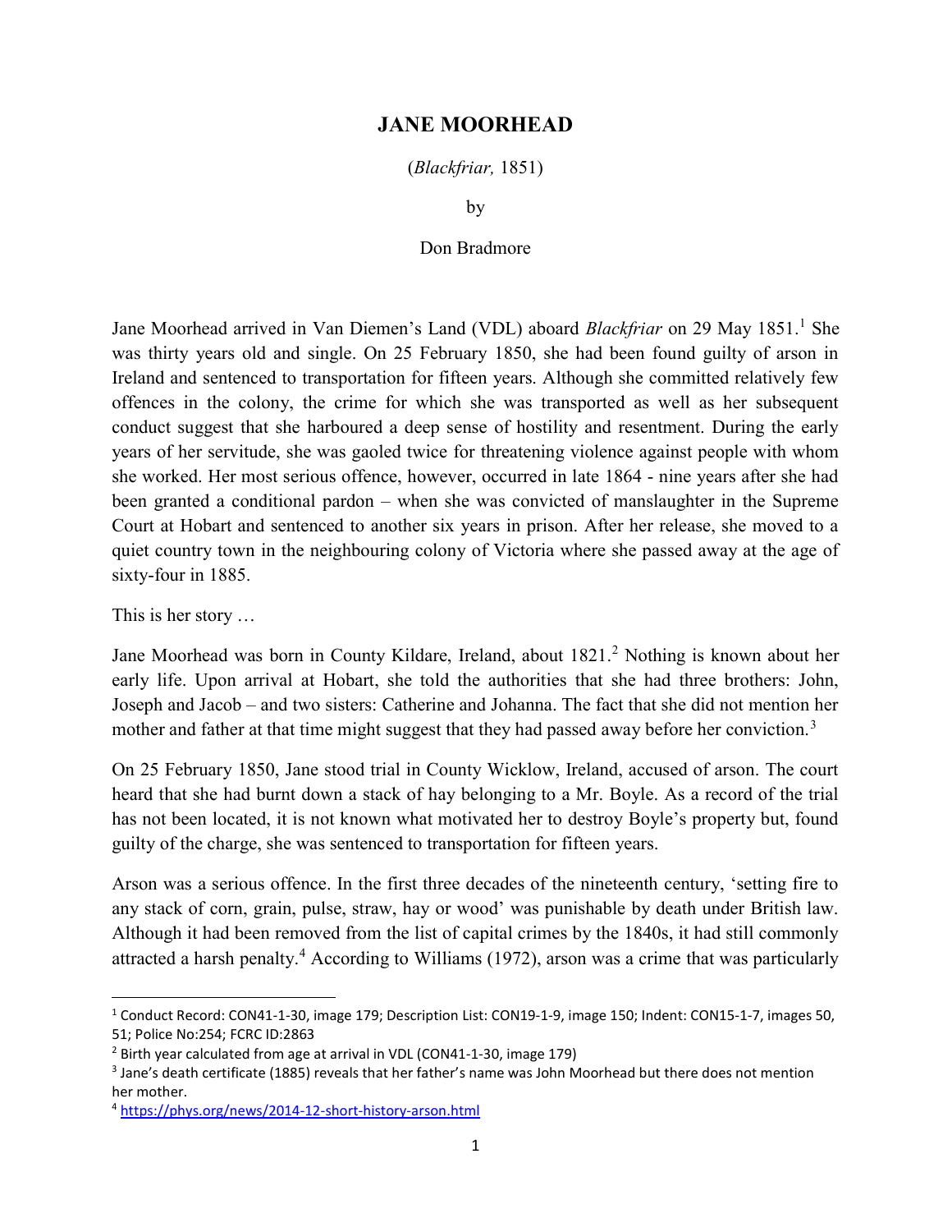# JANE MOORHEAD

(*Blackfriar,* 1851)

by

Don Bradmore

Jane Moorhead arrived in Van Diemen's Land (VDL) aboard *Blackfriar* on 29 May 1851.[1] She was thirty years old and single. On 25 February 1850, she had been found guilty of arson in Ireland and sentenced to transportation for fifteen years. Although she committed relatively few offences in the colony, the crime for which she was transported as well as her subsequent conduct suggest that she harboured a deep sense of hostility and resentment. During the early years of her servitude, she was gaoled twice for threatening violence against people with whom she worked. Her most serious offence, however, occurred in late 1864 - nine years after she had been granted a conditional pardon – when she was convicted of manslaughter in the Supreme Court at Hobart and sentenced to another six years in prison. After her release, she moved to a quiet country town in the neighbouring colony of Victoria where she passed away at the age of sixty-four in 1885.

This is her story …

Jane Moorhead was born in County Kildare, Ireland, about 1821.[2] Nothing is known about her early life. Upon arrival at Hobart, she told the authorities that she had three brothers: John, Joseph and Jacob – and two sisters: Catherine and Johanna. The fact that she did not mention her mother and father at that time might suggest that they had passed away before her conviction.[3]

On 25 February 1850, Jane stood trial in County Wicklow, Ireland, accused of arson. The court heard that she had burnt down a stack of hay belonging to a Mr. Boyle. As a record of the trial has not been located, it is not known what motivated her to destroy Boyle's property but, found guilty of the charge, she was sentenced to transportation for fifteen years.

Arson was a serious offence. In the first three decades of the nineteenth century, 'setting fire to any stack of corn, grain, pulse, straw, hay or wood' was punishable by death under British law. Although it had been removed from the list of capital crimes by the 1840s, it had still commonly attracted a harsh penalty.[4] According to Williams (1972), arson was a crime that was particularly

---

[1] Conduct Record: CON41-1-30, image 179; Description List: CON19-1-9, image 150; Indent: CON15-1-7, images 50, 51; Police No:254; FCRC ID:2863

[2] Birth year calculated from age at arrival in VDL (CON41-1-30, image 179)

[3] Jane's death certificate (1885) reveals that her father's name was John Moorhead but there does not mention her mother.

[4] https://phys.org/news/2014-12-short-history-arson.html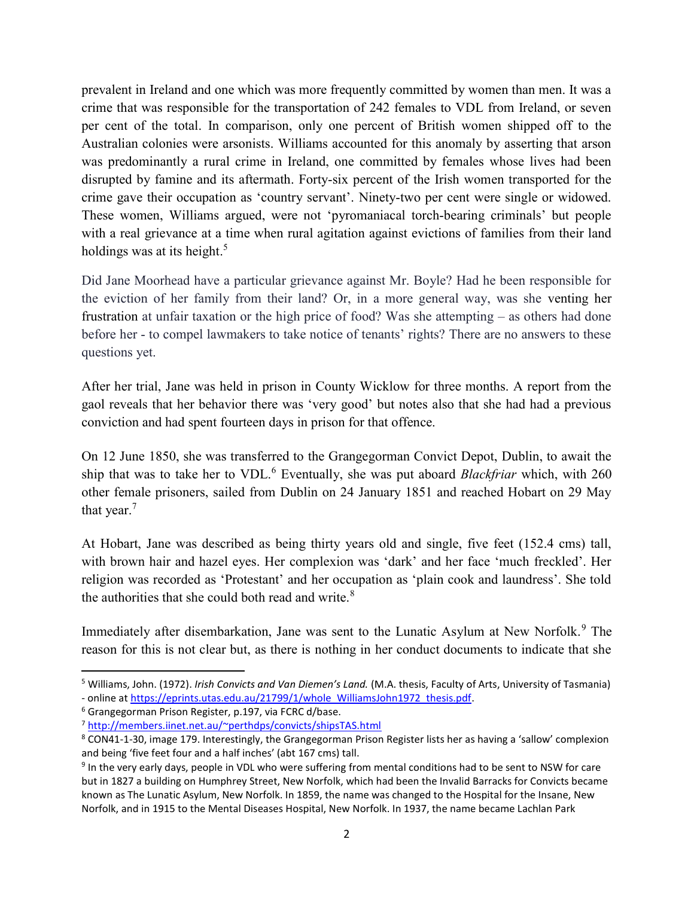prevalent in Ireland and one which was more frequently committed by women than men. It was a crime that was responsible for the transportation of 242 females to VDL from Ireland, or seven per cent of the total. In comparison, only one percent of British women shipped off to the Australian colonies were arsonists. Williams accounted for this anomaly by asserting that arson was predominantly a rural crime in Ireland, one committed by females whose lives had been disrupted by famine and its aftermath. Forty-six percent of the Irish women transported for the crime gave their occupation as 'country servant'. Ninety-two per cent were single or widowed. These women, Williams argued, were not 'pyromaniacal torch-bearing criminals' but people with a real grievance at a time when rural agitation against evictions of families from their land holdings was at its height.[5]

Did Jane Moorhead have a particular grievance against Mr. Boyle? Had he been responsible for the eviction of her family from their land? Or, in a more general way, was she venting her frustration at unfair taxation or the high price of food? Was she attempting – as others had done before her - to compel lawmakers to take notice of tenants' rights? There are no answers to these questions yet.

After her trial, Jane was held in prison in County Wicklow for three months. A report from the gaol reveals that her behavior there was 'very good' but notes also that she had had a previous conviction and had spent fourteen days in prison for that offence.

On 12 June 1850, she was transferred to the Grangegorman Convict Depot, Dublin, to await the ship that was to take her to VDL.[6] Eventually, she was put aboard *Blackfriar* which, with 260 other female prisoners, sailed from Dublin on 24 January 1851 and reached Hobart on 29 May that year.[7]

At Hobart, Jane was described as being thirty years old and single, five feet (152.4 cms) tall, with brown hair and hazel eyes. Her complexion was 'dark' and her face 'much freckled'. Her religion was recorded as 'Protestant' and her occupation as 'plain cook and laundress'. She told the authorities that she could both read and write.[8]

Immediately after disembarkation, Jane was sent to the Lunatic Asylum at New Norfolk.[9] The reason for this is not clear but, as there is nothing in her conduct documents to indicate that she

---

[5] Williams, John. (1972). *Irish Convicts and Van Diemen's Land.* (M.A. thesis, Faculty of Arts, University of Tasmania) - online at https://eprints.utas.edu.au/21799/1/whole_WilliamsJohn1972_thesis.pdf.

[6] Grangegorman Prison Register, p.197, via FCRC d/base.

[7] http://members.iinet.net.au/~perthdps/convicts/shipsTAS.html

[8] CON41-1-30, image 179. Interestingly, the Grangegorman Prison Register lists her as having a 'sallow' complexion and being 'five feet four and a half inches' (abt 167 cms) tall.

[9] In the very early days, people in VDL who were suffering from mental conditions had to be sent to NSW for care but in 1827 a building on Humphrey Street, New Norfolk, which had been the Invalid Barracks for Convicts became known as The Lunatic Asylum, New Norfolk. In 1859, the name was changed to the Hospital for the Insane, New Norfolk, and in 1915 to the Mental Diseases Hospital, New Norfolk. In 1937, the name became Lachlan Park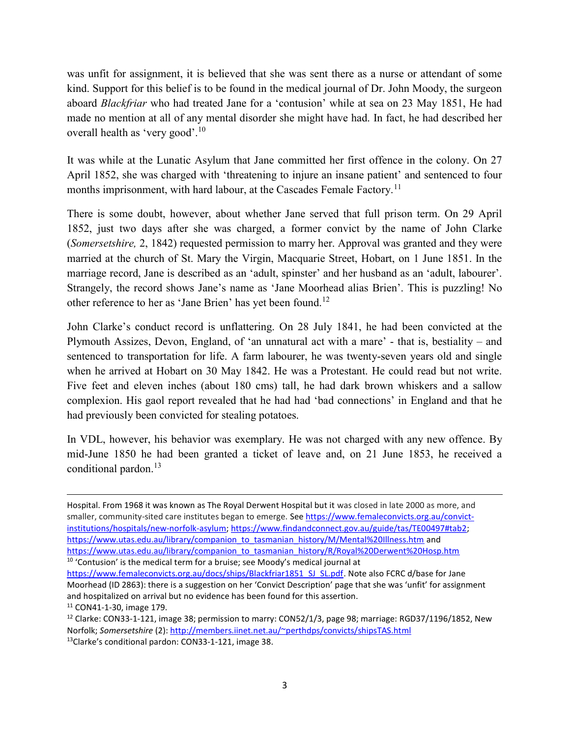was unfit for assignment, it is believed that she was sent there as a nurse or attendant of some kind. Support for this belief is to be found in the medical journal of Dr. John Moody, the surgeon aboard *Blackfriar* who had treated Jane for a 'contusion' while at sea on 23 May 1851, He had made no mention at all of any mental disorder she might have had. In fact, he had described her overall health as 'very good'.[10]

It was while at the Lunatic Asylum that Jane committed her first offence in the colony. On 27 April 1852, she was charged with 'threatening to injure an insane patient' and sentenced to four months imprisonment, with hard labour, at the Cascades Female Factory.[11]

There is some doubt, however, about whether Jane served that full prison term. On 29 April 1852, just two days after she was charged, a former convict by the name of John Clarke (*Somersetshire,* 2, 1842) requested permission to marry her. Approval was granted and they were married at the church of St. Mary the Virgin, Macquarie Street, Hobart, on 1 June 1851. In the marriage record, Jane is described as an 'adult, spinster' and her husband as an 'adult, labourer'. Strangely, the record shows Jane's name as 'Jane Moorhead alias Brien'. This is puzzling! No other reference to her as 'Jane Brien' has yet been found.[12]

John Clarke's conduct record is unflattering. On 28 July 1841, he had been convicted at the Plymouth Assizes, Devon, England, of 'an unnatural act with a mare' - that is, bestiality – and sentenced to transportation for life. A farm labourer, he was twenty-seven years old and single when he arrived at Hobart on 30 May 1842. He was a Protestant. He could read but not write. Five feet and eleven inches (about 180 cms) tall, he had dark brown whiskers and a sallow complexion. His gaol report revealed that he had had 'bad connections' in England and that he had previously been convicted for stealing potatoes.

In VDL, however, his behavior was exemplary. He was not charged with any new offence. By mid-June 1850 he had been granted a ticket of leave and, on 21 June 1853, he received a conditional pardon.[13]

---

Hospital. From 1968 it was known as The Royal Derwent Hospital but it was closed in late 2000 as more, and smaller, community-sited care institutes began to emerge. See https://www.femaleconvicts.org.au/convict-institutions/hospitals/new-norfolk-asylum; https://www.findandconnect.gov.au/guide/tas/TE00497#tab2; https://www.utas.edu.au/library/companion_to_tasmanian_history/M/Mental%20Illness.htm and https://www.utas.edu.au/library/companion_to_tasmanian_history/R/Royal%20Derwent%20Hosp.htm

[10] 'Contusion' is the medical term for a bruise; see Moody's medical journal at https://www.femaleconvicts.org.au/docs/ships/Blackfriar1851_SJ_SL.pdf. Note also FCRC d/base for Jane Moorhead (ID 2863): there is a suggestion on her 'Convict Description' page that she was 'unfit' for assignment and hospitalized on arrival but no evidence has been found for this assertion.

[11] CON41-1-30, image 179.

[12] Clarke: CON33-1-121, image 38; permission to marry: CON52/1/3, page 98; marriage: RGD37/1196/1852, New Norfolk; *Somersetshire* (2): http://members.iinet.net.au/~perthdps/convicts/shipsTAS.html

[13] Clarke's conditional pardon: CON33-1-121, image 38.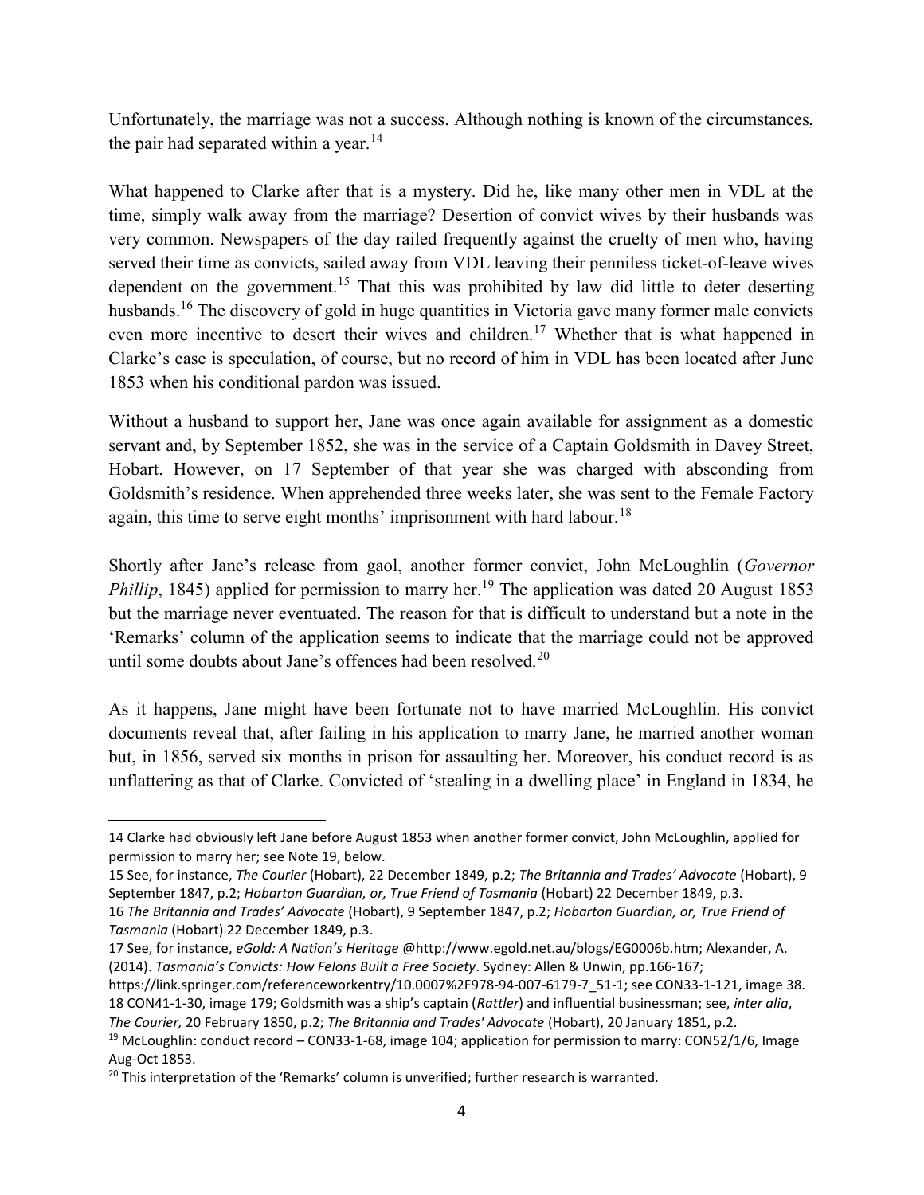Unfortunately, the marriage was not a success. Although nothing is known of the circumstances, the pair had separated within a year.[14]

What happened to Clarke after that is a mystery. Did he, like many other men in VDL at the time, simply walk away from the marriage? Desertion of convict wives by their husbands was very common. Newspapers of the day railed frequently against the cruelty of men who, having served their time as convicts, sailed away from VDL leaving their penniless ticket-of-leave wives dependent on the government.[15] That this was prohibited by law did little to deter deserting husbands.[16] The discovery of gold in huge quantities in Victoria gave many former male convicts even more incentive to desert their wives and children.[17] Whether that is what happened in Clarke's case is speculation, of course, but no record of him in VDL has been located after June 1853 when his conditional pardon was issued.

Without a husband to support her, Jane was once again available for assignment as a domestic servant and, by September 1852, she was in the service of a Captain Goldsmith in Davey Street, Hobart. However, on 17 September of that year she was charged with absconding from Goldsmith's residence. When apprehended three weeks later, she was sent to the Female Factory again, this time to serve eight months' imprisonment with hard labour.[18]

Shortly after Jane's release from gaol, another former convict, John McLoughlin (*Governor Phillip*, 1845) applied for permission to marry her.[19] The application was dated 20 August 1853 but the marriage never eventuated. The reason for that is difficult to understand but a note in the 'Remarks' column of the application seems to indicate that the marriage could not be approved until some doubts about Jane's offences had been resolved.[20]

As it happens, Jane might have been fortunate not to have married McLoughlin. His convict documents reveal that, after failing in his application to marry Jane, he married another woman but, in 1856, served six months in prison for assaulting her. Moreover, his conduct record is as unflattering as that of Clarke. Convicted of 'stealing in a dwelling place' in England in 1834, he

---

14 Clarke had obviously left Jane before August 1853 when another former convict, John McLoughlin, applied for permission to marry her; see Note 19, below.

15 See, for instance, *The Courier* (Hobart), 22 December 1849, p.2; *The Britannia and Trades' Advocate* (Hobart), 9 September 1847, p.2; *Hobarton Guardian, or, True Friend of Tasmania* (Hobart) 22 December 1849, p.3.

16 *The Britannia and Trades' Advocate* (Hobart), 9 September 1847, p.2; *Hobarton Guardian, or, True Friend of Tasmania* (Hobart) 22 December 1849, p.3.

17 See, for instance, *eGold: A Nation's Heritage* @http://www.egold.net.au/blogs/EG0006b.htm; Alexander, A. (2014). *Tasmania's Convicts: How Felons Built a Free Society*. Sydney: Allen & Unwin, pp.166-167; https://link.springer.com/referenceworkentry/10.0007%2F978-94-007-6179-7_51-1; see CON33-1-121, image 38.

18 CON41-1-30, image 179; Goldsmith was a ship's captain (*Rattler*) and influential businessman; see, *inter alia*, *The Courier,* 20 February 1850, p.2; *The Britannia and Trades' Advocate* (Hobart), 20 January 1851, p.2.

19 McLoughlin: conduct record – CON33-1-68, image 104; application for permission to marry: CON52/1/6, Image Aug-Oct 1853.

20 This interpretation of the 'Remarks' column is unverified; further research is warranted.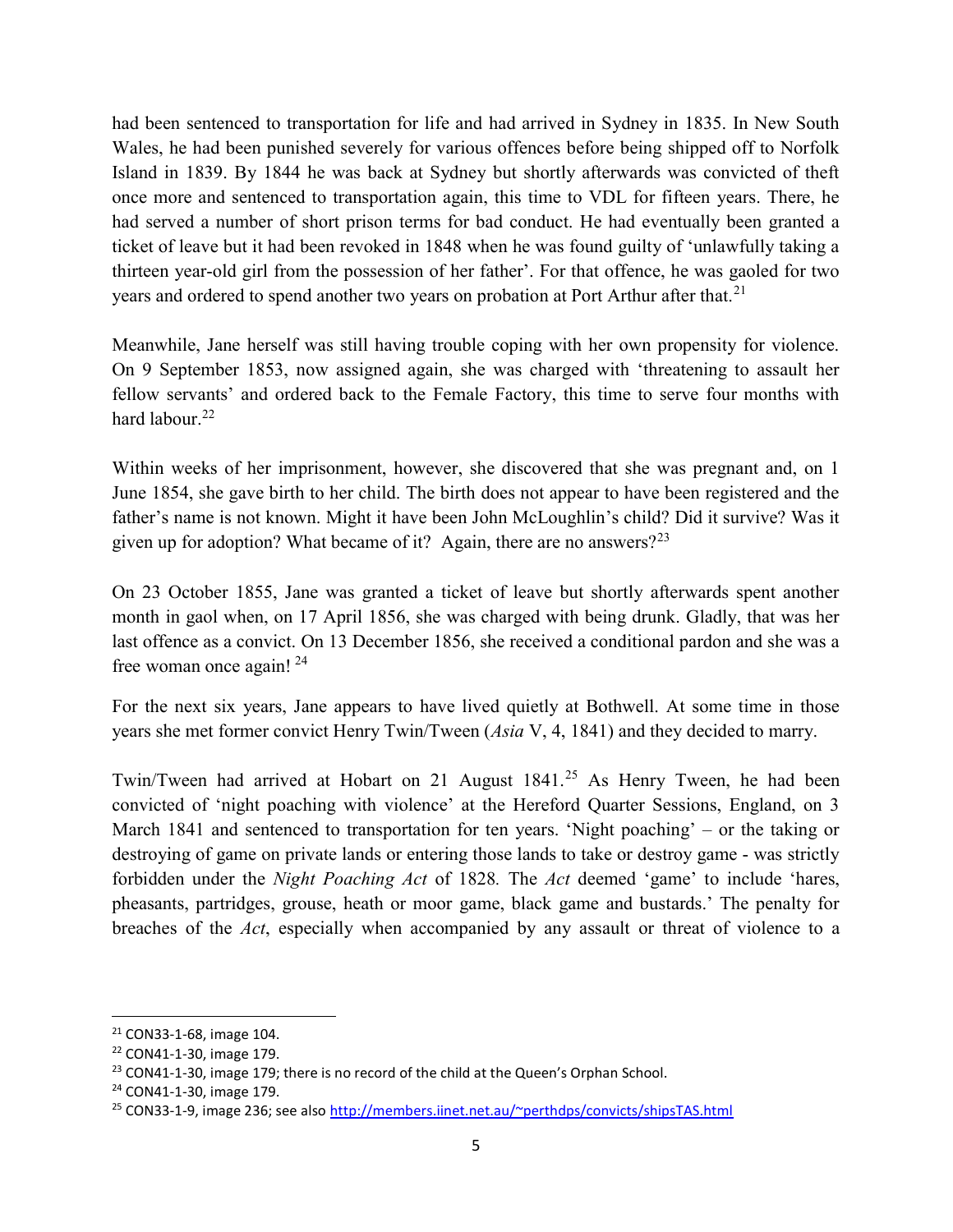had been sentenced to transportation for life and had arrived in Sydney in 1835. In New South Wales, he had been punished severely for various offences before being shipped off to Norfolk Island in 1839. By 1844 he was back at Sydney but shortly afterwards was convicted of theft once more and sentenced to transportation again, this time to VDL for fifteen years. There, he had served a number of short prison terms for bad conduct. He had eventually been granted a ticket of leave but it had been revoked in 1848 when he was found guilty of 'unlawfully taking a thirteen year-old girl from the possession of her father'. For that offence, he was gaoled for two years and ordered to spend another two years on probation at Port Arthur after that.[21]

Meanwhile, Jane herself was still having trouble coping with her own propensity for violence. On 9 September 1853, now assigned again, she was charged with 'threatening to assault her fellow servants' and ordered back to the Female Factory, this time to serve four months with hard labour.[22]

Within weeks of her imprisonment, however, she discovered that she was pregnant and, on 1 June 1854, she gave birth to her child. The birth does not appear to have been registered and the father's name is not known. Might it have been John McLoughlin's child? Did it survive? Was it given up for adoption? What became of it? Again, there are no answers?[23]

On 23 October 1855, Jane was granted a ticket of leave but shortly afterwards spent another month in gaol when, on 17 April 1856, she was charged with being drunk. Gladly, that was her last offence as a convict. On 13 December 1856, she received a conditional pardon and she was a free woman once again! [24]

For the next six years, Jane appears to have lived quietly at Bothwell. At some time in those years she met former convict Henry Twin/Tween (*Asia* V, 4, 1841) and they decided to marry.

Twin/Tween had arrived at Hobart on 21 August 1841.[25] As Henry Tween, he had been convicted of 'night poaching with violence' at the Hereford Quarter Sessions, England, on 3 March 1841 and sentenced to transportation for ten years. 'Night poaching' – or the taking or destroying of game on private lands or entering those lands to take or destroy game - was strictly forbidden under the *Night Poaching Act* of 1828. The *Act* deemed 'game' to include 'hares, pheasants, partridges, grouse, heath or moor game, black game and bustards.' The penalty for breaches of the *Act*, especially when accompanied by any assault or threat of violence to a

---

[21] CON33-1-68, image 104.

[22] CON41-1-30, image 179.

[23] CON41-1-30, image 179; there is no record of the child at the Queen's Orphan School.

[24] CON41-1-30, image 179.

[25] CON33-1-9, image 236; see also http://members.iinet.net.au/~perthdps/convicts/shipsTAS.html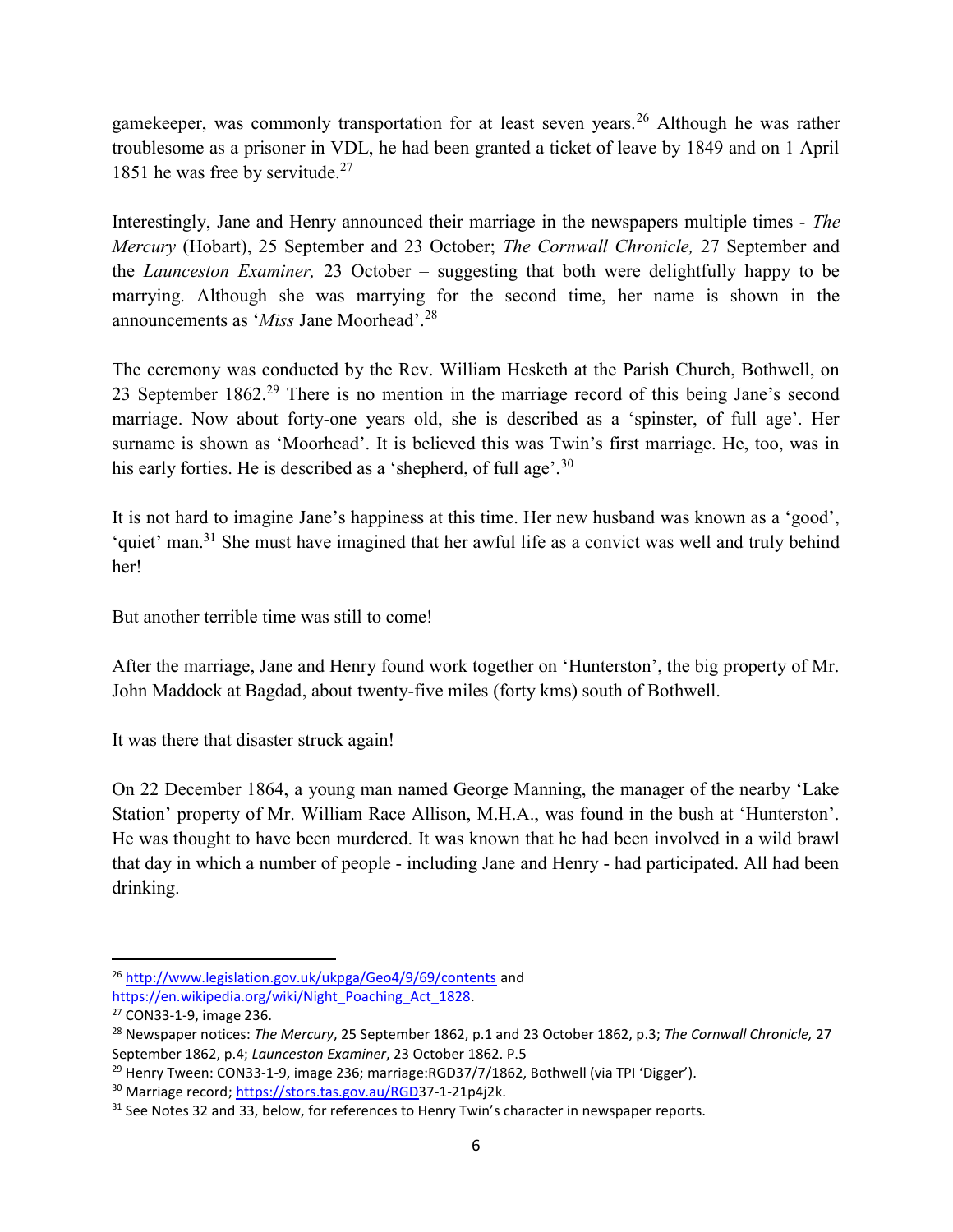gamekeeper, was commonly transportation for at least seven years.[26] Although he was rather troublesome as a prisoner in VDL, he had been granted a ticket of leave by 1849 and on 1 April 1851 he was free by servitude.[27]

Interestingly, Jane and Henry announced their marriage in the newspapers multiple times - *The Mercury* (Hobart), 25 September and 23 October; *The Cornwall Chronicle,* 27 September and the *Launceston Examiner,* 23 October – suggesting that both were delightfully happy to be marrying. Although she was marrying for the second time, her name is shown in the announcements as '*Miss* Jane Moorhead'.[28]

The ceremony was conducted by the Rev. William Hesketh at the Parish Church, Bothwell, on 23 September 1862.[29] There is no mention in the marriage record of this being Jane's second marriage. Now about forty-one years old, she is described as a 'spinster, of full age'. Her surname is shown as 'Moorhead'. It is believed this was Twin's first marriage. He, too, was in his early forties. He is described as a 'shepherd, of full age'.[30]

It is not hard to imagine Jane's happiness at this time. Her new husband was known as a 'good', 'quiet' man.[31] She must have imagined that her awful life as a convict was well and truly behind her!

But another terrible time was still to come!

After the marriage, Jane and Henry found work together on 'Hunterston', the big property of Mr. John Maddock at Bagdad, about twenty-five miles (forty kms) south of Bothwell.

It was there that disaster struck again!

On 22 December 1864, a young man named George Manning, the manager of the nearby 'Lake Station' property of Mr. William Race Allison, M.H.A., was found in the bush at 'Hunterston'. He was thought to have been murdered. It was known that he had been involved in a wild brawl that day in which a number of people - including Jane and Henry - had participated. All had been drinking.

---

[26] http://www.legislation.gov.uk/ukpga/Geo4/9/69/contents and https://en.wikipedia.org/wiki/Night_Poaching_Act_1828.

[27] CON33-1-9, image 236.

[28] Newspaper notices: *The Mercury*, 25 September 1862, p.1 and 23 October 1862, p.3; *The Cornwall Chronicle,* 27 September 1862, p.4; *Launceston Examiner*, 23 October 1862. P.5

[29] Henry Tween: CON33-1-9, image 236; marriage:RGD37/7/1862, Bothwell (via TPI 'Digger').

[30] Marriage record; https://stors.tas.gov.au/RGD37-1-21p4j2k.

[31] See Notes 32 and 33, below, for references to Henry Twin's character in newspaper reports.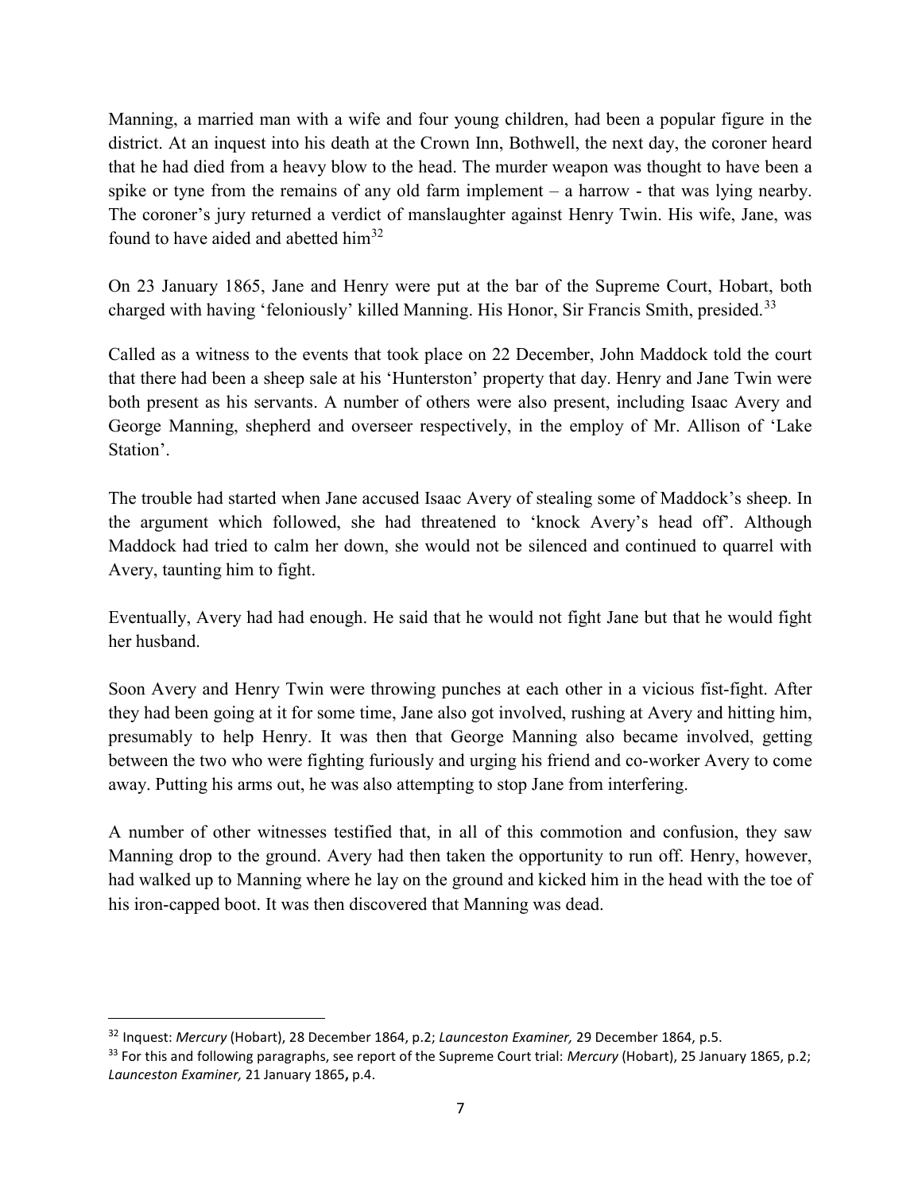Manning, a married man with a wife and four young children, had been a popular figure in the district. At an inquest into his death at the Crown Inn, Bothwell, the next day, the coroner heard that he had died from a heavy blow to the head. The murder weapon was thought to have been a spike or tyne from the remains of any old farm implement – a harrow - that was lying nearby. The coroner's jury returned a verdict of manslaughter against Henry Twin. His wife, Jane, was found to have aided and abetted him[32]

On 23 January 1865, Jane and Henry were put at the bar of the Supreme Court, Hobart, both charged with having 'feloniously' killed Manning. His Honor, Sir Francis Smith, presided.[33]

Called as a witness to the events that took place on 22 December, John Maddock told the court that there had been a sheep sale at his 'Hunterston' property that day. Henry and Jane Twin were both present as his servants. A number of others were also present, including Isaac Avery and George Manning, shepherd and overseer respectively, in the employ of Mr. Allison of 'Lake Station'.

The trouble had started when Jane accused Isaac Avery of stealing some of Maddock's sheep. In the argument which followed, she had threatened to 'knock Avery's head off'. Although Maddock had tried to calm her down, she would not be silenced and continued to quarrel with Avery, taunting him to fight.

Eventually, Avery had had enough. He said that he would not fight Jane but that he would fight her husband.

Soon Avery and Henry Twin were throwing punches at each other in a vicious fist-fight. After they had been going at it for some time, Jane also got involved, rushing at Avery and hitting him, presumably to help Henry. It was then that George Manning also became involved, getting between the two who were fighting furiously and urging his friend and co-worker Avery to come away. Putting his arms out, he was also attempting to stop Jane from interfering.

A number of other witnesses testified that, in all of this commotion and confusion, they saw Manning drop to the ground. Avery had then taken the opportunity to run off. Henry, however, had walked up to Manning where he lay on the ground and kicked him in the head with the toe of his iron-capped boot. It was then discovered that Manning was dead.

---

[32] Inquest: *Mercury* (Hobart), 28 December 1864, p.2; *Launceston Examiner,* 29 December 1864, p.5.

[33] For this and following paragraphs, see report of the Supreme Court trial: *Mercury* (Hobart), 25 January 1865, p.2; *Launceston Examiner,* 21 January 1865**,** p.4.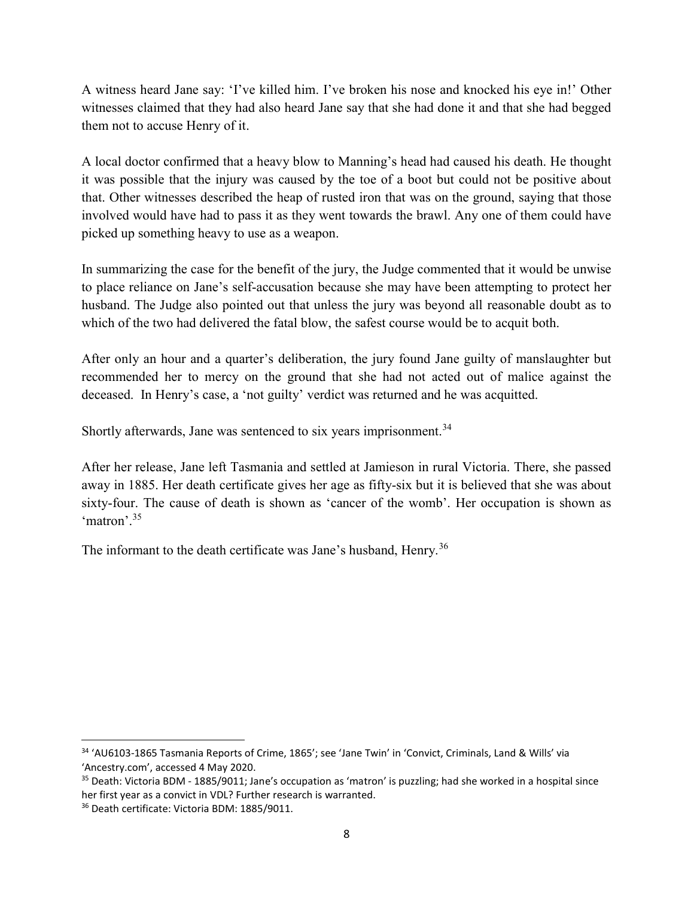A witness heard Jane say: 'I've killed him. I've broken his nose and knocked his eye in!' Other witnesses claimed that they had also heard Jane say that she had done it and that she had begged them not to accuse Henry of it.

A local doctor confirmed that a heavy blow to Manning's head had caused his death. He thought it was possible that the injury was caused by the toe of a boot but could not be positive about that. Other witnesses described the heap of rusted iron that was on the ground, saying that those involved would have had to pass it as they went towards the brawl. Any one of them could have picked up something heavy to use as a weapon.

In summarizing the case for the benefit of the jury, the Judge commented that it would be unwise to place reliance on Jane's self-accusation because she may have been attempting to protect her husband. The Judge also pointed out that unless the jury was beyond all reasonable doubt as to which of the two had delivered the fatal blow, the safest course would be to acquit both.

After only an hour and a quarter's deliberation, the jury found Jane guilty of manslaughter but recommended her to mercy on the ground that she had not acted out of malice against the deceased. In Henry's case, a 'not guilty' verdict was returned and he was acquitted.

Shortly afterwards, Jane was sentenced to six years imprisonment.[34]

After her release, Jane left Tasmania and settled at Jamieson in rural Victoria. There, she passed away in 1885. Her death certificate gives her age as fifty-six but it is believed that she was about sixty-four. The cause of death is shown as 'cancer of the womb'. Her occupation is shown as 'matron'.[35]

The informant to the death certificate was Jane's husband, Henry.[36]

---

[34] 'AU6103-1865 Tasmania Reports of Crime, 1865'; see 'Jane Twin' in 'Convict, Criminals, Land & Wills' via 'Ancestry.com', accessed 4 May 2020.

[35] Death: Victoria BDM - 1885/9011; Jane's occupation as 'matron' is puzzling; had she worked in a hospital since her first year as a convict in VDL? Further research is warranted.

[36] Death certificate: Victoria BDM: 1885/9011.